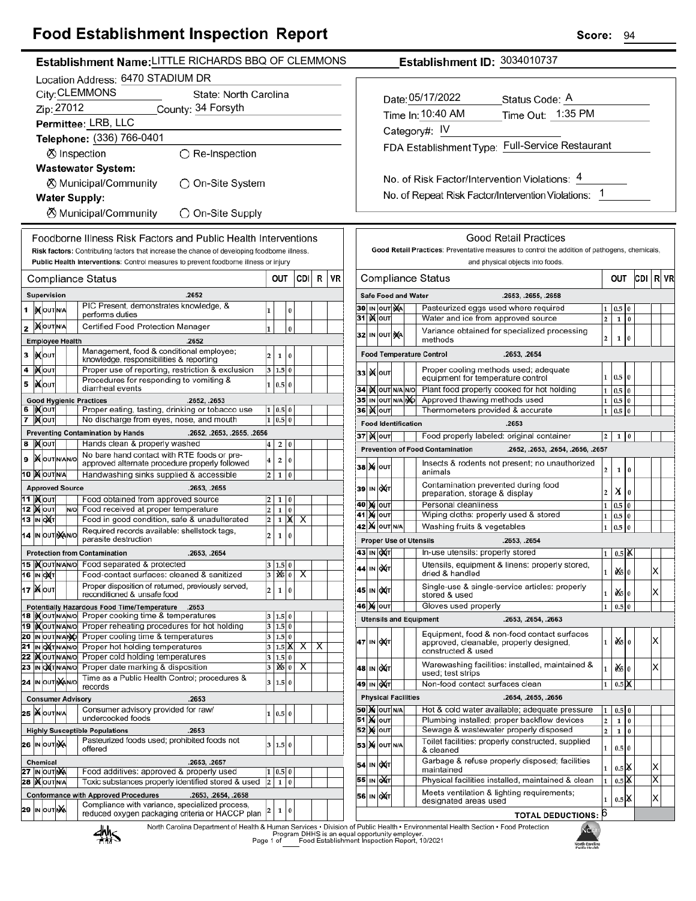# Food Establishment Inspection Report

**Score:** 94

**Establishment Name:** LITTLE RICHARDS BBQ OF CLEMMONS

**Establishment ID:** 3034010737

Location Address: 6470 STADIUM DR

City: CLEMMONS   State: North Carolina

Zip: 27012   County: 34 Forsyth

Permittee: LRB, LLC

Telephone: (336) 766-0401

⊗ Inspection   ○ Re-Inspection

**Wastewater System:**

⊗ Municipal/Community   ○ On-Site System

**Water Supply:**

⊗ Municipal/Community   ○ On-Site Supply

Date: 05/17/2022   Status Code: A

Time In: 10:40 AM   Time Out: 1:35 PM

Category#: IV

FDA Establishment Type: Full-Service Restaurant

No. of Risk Factor/Intervention Violations: 4

No. of Repeat Risk Factor/Intervention Violations: 1

## Foodborne Illness Risk Factors and Public Health Interventions

**Risk factors:** Contributing factors that increase the chance of developing foodborne illness.
**Public Health Interventions:** Control measures to prevent foodborne illness or injury

| # | Compliance Status | | OUT | | | CDI | R | VR |
|---|---|---|---|---|---|---|---|---|
| | **Supervision** .2652 | | | | | | | |
| 1 | IN | PIC Present, demonstrates knowledge, & performs duties | 1 | | 0 | | | |
| 2 | IN | Certified Food Protection Manager | 1 | | 0 | | | |
| | **Employee Health** .2652 | | | | | | | |
| 3 | IN | Management, food & conditional employee; knowledge, responsibilities & reporting | 2 | 1 | 0 | | | |
| 4 | IN | Proper use of reporting, restriction & exclusion | 3 | 1.5 | 0 | | | |
| 5 | IN | Procedures for responding to vomiting & diarrheal events | 1 | 0.5 | 0 | | | |
| | **Good Hygienic Practices** .2652, .2653 | | | | | | | |
| 6 | IN | Proper eating, tasting, drinking or tobacco use | 1 | 0.5 | 0 | | | |
| 7 | IN | No discharge from eyes, nose, and mouth | 1 | 0.5 | 0 | | | |
| | **Preventing Contamination by Hands** .2652, .2653, .2655, .2656 | | | | | | | |
| 8 | IN | Hands clean & properly washed | 4 | 2 | 0 | | | |
| 9 | IN | No bare hand contact with RTE foods or pre-approved alternate procedure properly followed | 4 | 2 | 0 | | | |
| 10 | IN | Handwashing sinks supplied & accessible | 2 | 1 | 0 | | | |
| | **Approved Source** .2653, .2655 | | | | | | | |
| 11 | IN | Food obtained from approved source | 2 | 1 | 0 | | | |
| 12 | IN | Food received at proper temperature | 2 | 1 | 0 | | | |
| 13 | OUT | Food in good condition, safe & unadulterated | 2 | 1 | X | X | | |
| 14 | N/A | Required records available: shellstock tags, parasite destruction | 2 | 1 | 0 | | | |
| | **Protection from Contamination** .2653, .2654 | | | | | | | |
| 15 | IN | Food separated & protected | 3 | 1.5 | 0 | | | |
| 16 | OUT | Food-contact surfaces: cleaned & sanitized | 3 | X | 0 | X | | |
| 17 | IN | Proper disposition of returned, previously served, reconditioned & unsafe food | 2 | 1 | 0 | | | |
| | **Potentially Hazardous Food Time/Temperature** .2653 | | | | | | | |
| 18 | IN | Proper cooking time & temperatures | 3 | 1.5 | 0 | | | |
| 19 | IN | Proper reheating procedures for hot holding | 3 | 1.5 | 0 | | | |
| 20 | N/O | Proper cooling time & temperatures | 3 | 1.5 | 0 | | | |
| 21 | OUT | Proper hot holding temperatures | 3 | 1.5 | X | X | X | |
| 22 | IN | Proper cold holding temperatures | 3 | 1.5 | 0 | | | |
| 23 | OUT | Proper date marking & disposition | 3 | X | 0 | X | | |
| 24 | N/A | Time as a Public Health Control; procedures & records | 3 | 1.5 | 0 | | | |
| | **Consumer Advisory** .2653 | | | | | | | |
| 25 | IN | Consumer advisory provided for raw/ undercooked foods | 1 | 0.5 | 0 | | | |
| | **Highly Susceptible Populations** .2653 | | | | | | | |
| 26 | N/A | Pasteurized foods used; prohibited foods not offered | 3 | 1.5 | 0 | | | |
| | **Chemical** .2653, .2657 | | | | | | | |
| 27 | N/A | Food additives: approved & properly used | 1 | 0.5 | 0 | | | |
| 28 | IN | Toxic substances properly identified stored & used | 2 | 1 | 0 | | | |
| | **Conformance with Approved Procedures** .2653, .2654, .2658 | | | | | | | |
| 29 | N/A | Compliance with variance, specialized process, reduced oxygen packaging criteria or HACCP plan | 2 | 1 | 0 | | | |

## Good Retail Practices

**Good Retail Practices:** Preventative measures to control the addition of pathogens, chemicals, and physical objects into foods.

| # | Compliance Status | | OUT | | | CDI | R | VR |
|---|---|---|---|---|---|---|---|---|
| | **Safe Food and Water** .2653, .2655, .2658 | | | | | | | |
| 30 | N/A | Pasteurized eggs used where required | 1 | 0.5 | 0 | | | |
| 31 | IN | Water and ice from approved source | 2 | 1 | 0 | | | |
| 32 | N/A | Variance obtained for specialized processing methods | 2 | 1 | 0 | | | |
| | **Food Temperature Control** .2653, .2654 | | | | | | | |
| 33 | IN | Proper cooling methods used; adequate equipment for temperature control | 1 | 0.5 | 0 | | | |
| 34 | IN | Plant food properly cooked for hot holding | 1 | 0.5 | 0 | | | |
| 35 | N/O | Approved thawing methods used | 1 | 0.5 | 0 | | | |
| 36 | IN | Thermometers provided & accurate | 1 | 0.5 | 0 | | | |
| | **Food Identification** .2653 | | | | | | | |
| 37 | IN | Food properly labeled: original container | 2 | 1 | 0 | | | |
| | **Prevention of Food Contamination** .2652, .2653, .2654, .2656, .2657 | | | | | | | |
| 38 | IN | Insects & rodents not present; no unauthorized animals | 2 | 1 | 0 | | | |
| 39 | OUT | Contamination prevented during food preparation, storage & display | 2 | X | 0 | | | |
| 40 | IN | Personal cleanliness | 1 | 0.5 | 0 | | | |
| 41 | IN | Wiping cloths: properly used & stored | 1 | 0.5 | 0 | | | |
| 42 | IN | Washing fruits & vegetables | 1 | 0.5 | 0 | | | |
| | **Proper Use of Utensils** .2653, .2654 | | | | | | | |
| 43 | OUT | In-use utensils: properly stored | 1 | 0.5 | X | | | |
| 44 | OUT | Utensils, equipment & linens: properly stored, dried & handled | 1 | X | 0 | | | X |
| 45 | OUT | Single-use & single-service articles: properly stored & used | 1 | X | 0 | | | X |
| 46 | IN | Gloves used properly | 1 | 0.5 | 0 | | | |
| | **Utensils and Equipment** .2653, .2654, .2663 | | | | | | | |
| 47 | OUT | Equipment, food & non-food contact surfaces approved, cleanable, properly designed, constructed & used | 1 | X | 0 | | | X |
| 48 | OUT | Warewashing facilities: installed, maintained & used; test strips | 1 | X | 0 | | | X |
| 49 | OUT | Non-food contact surfaces clean | 1 | 0.5 | X | | | |
| | **Physical Facilities** .2654, .2655, .2656 | | | | | | | |
| 50 | IN | Hot & cold water available; adequate pressure | 1 | 0.5 | 0 | | | |
| 51 | IN | Plumbing installed; proper backflow devices | 2 | 1 | 0 | | | |
| 52 | IN | Sewage & wastewater properly disposed | 2 | 1 | 0 | | | |
| 53 | IN | Toilet facilities: properly constructed, supplied & cleaned | 1 | 0.5 | 0 | | | |
| 54 | OUT | Garbage & refuse properly disposed; facilities maintained | 1 | 0.5 | X | | | X |
| 55 | OUT | Physical facilities installed, maintained & clean | 1 | 0.5 | X | | | X |
| 56 | OUT | Meets ventilation & lighting requirements; designated areas used | 1 | 0.5 | X | | | X |
| | | **TOTAL DEDUCTIONS:** 6 | | | | | | |

North Carolina Department of Health & Human Services • Division of Public Health • Environmental Health Section • Food Protection Program DHHS is an equal opportunity employer.
Food Establishment Inspection Report, 10/2021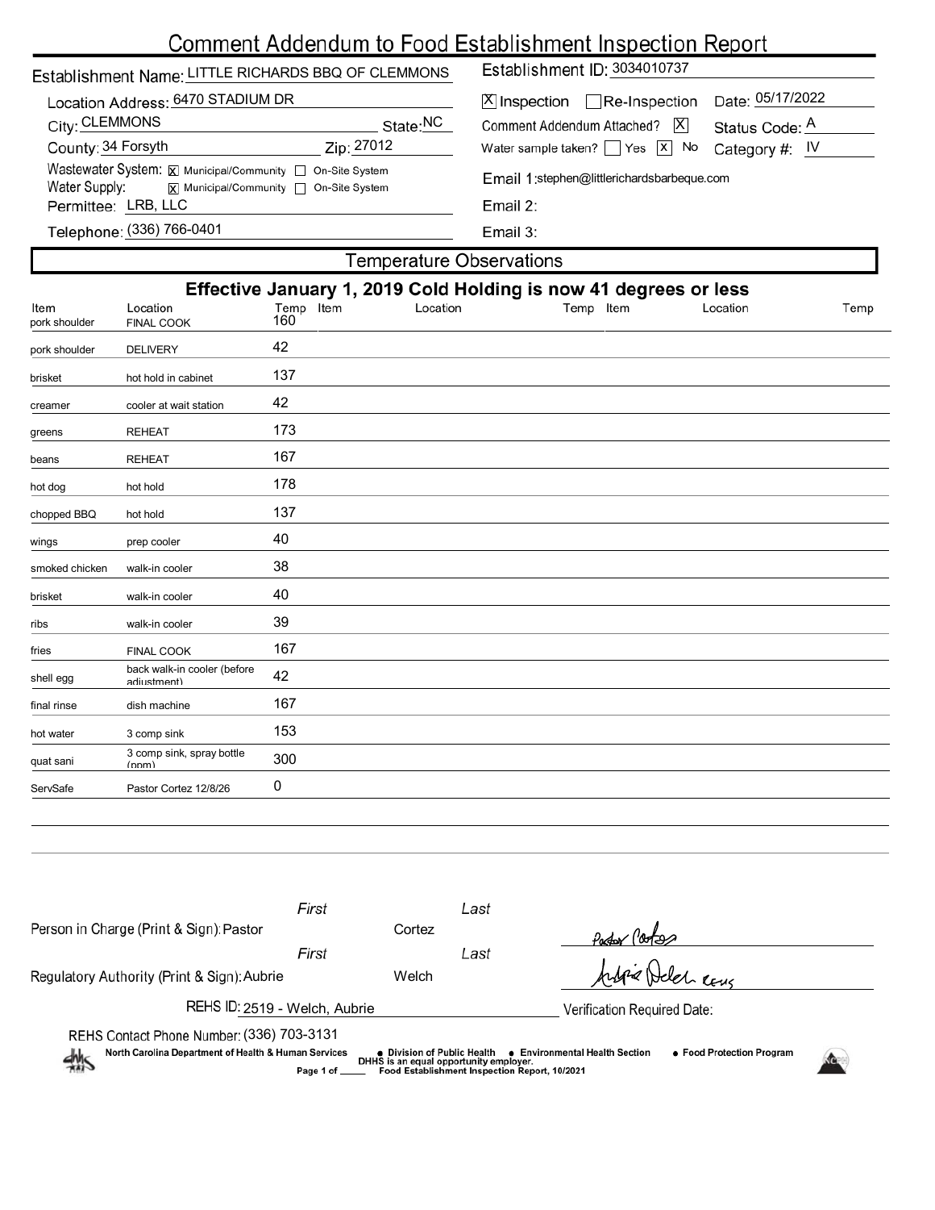# Comment Addendum to Food Establishment Inspection Report

Establishment Name: LITTLE RICHARDS BBQ OF CLEMMONS

Location Address: 6470 STADIUM DR

City: CLEMMONS State: NC

County: 34 Forsyth Zip: 27012

Wastewater System: [X] Municipal/Community [ ] On-Site System

Water Supply: [X] Municipal/Community [ ] On-Site System

Permittee: LRB, LLC

Telephone: (336) 766-0401

Establishment ID: 3034010737

[X] Inspection [ ] Re-Inspection Date: 05/17/2022

Comment Addendum Attached? [X] Status Code: A

Water sample taken? [ ] Yes [X] No Category #: IV

Email 1: stephen@littlerichardsbarbeque.com

Email 2:

Email 3:

## Temperature Observations

**Effective January 1, 2019 Cold Holding is now 41 degrees or less**

| Item | Location | Temp | Item | Location | Temp | Item | Location | Temp |
|---|---|---|---|---|---|---|---|---|
| pork shoulder | FINAL COOK | 160 | | | | | | |
| pork shoulder | DELIVERY | 42 | | | | | | |
| brisket | hot hold in cabinet | 137 | | | | | | |
| creamer | cooler at wait station | 42 | | | | | | |
| greens | REHEAT | 173 | | | | | | |
| beans | REHEAT | 167 | | | | | | |
| hot dog | hot hold | 178 | | | | | | |
| chopped BBQ | hot hold | 137 | | | | | | |
| wings | prep cooler | 40 | | | | | | |
| smoked chicken | walk-in cooler | 38 | | | | | | |
| brisket | walk-in cooler | 40 | | | | | | |
| ribs | walk-in cooler | 39 | | | | | | |
| fries | FINAL COOK | 167 | | | | | | |
| shell egg | back walk-in cooler (before adjustment) | 42 | | | | | | |
| final rinse | dish machine | 167 | | | | | | |
| hot water | 3 comp sink | 153 | | | | | | |
| quat sani | 3 comp sink, spray bottle (ppm) | 300 | | | | | | |
| ServSafe | Pastor Cortez 12/8/26 | 0 | | | | | | |

Person in Charge (Print & Sign): First Pastor Last Cortez

Regulatory Authority (Print & Sign): First Aubrie Last Welch

REHS ID: 2519 - Welch, Aubrie

Verification Required Date:

REHS Contact Phone Number: (336) 703-3131

North Carolina Department of Health & Human Services • Division of Public Health • Environmental Health Section • Food Protection Program

DHHS is an equal opportunity employer.

Food Establishment Inspection Report, 10/2021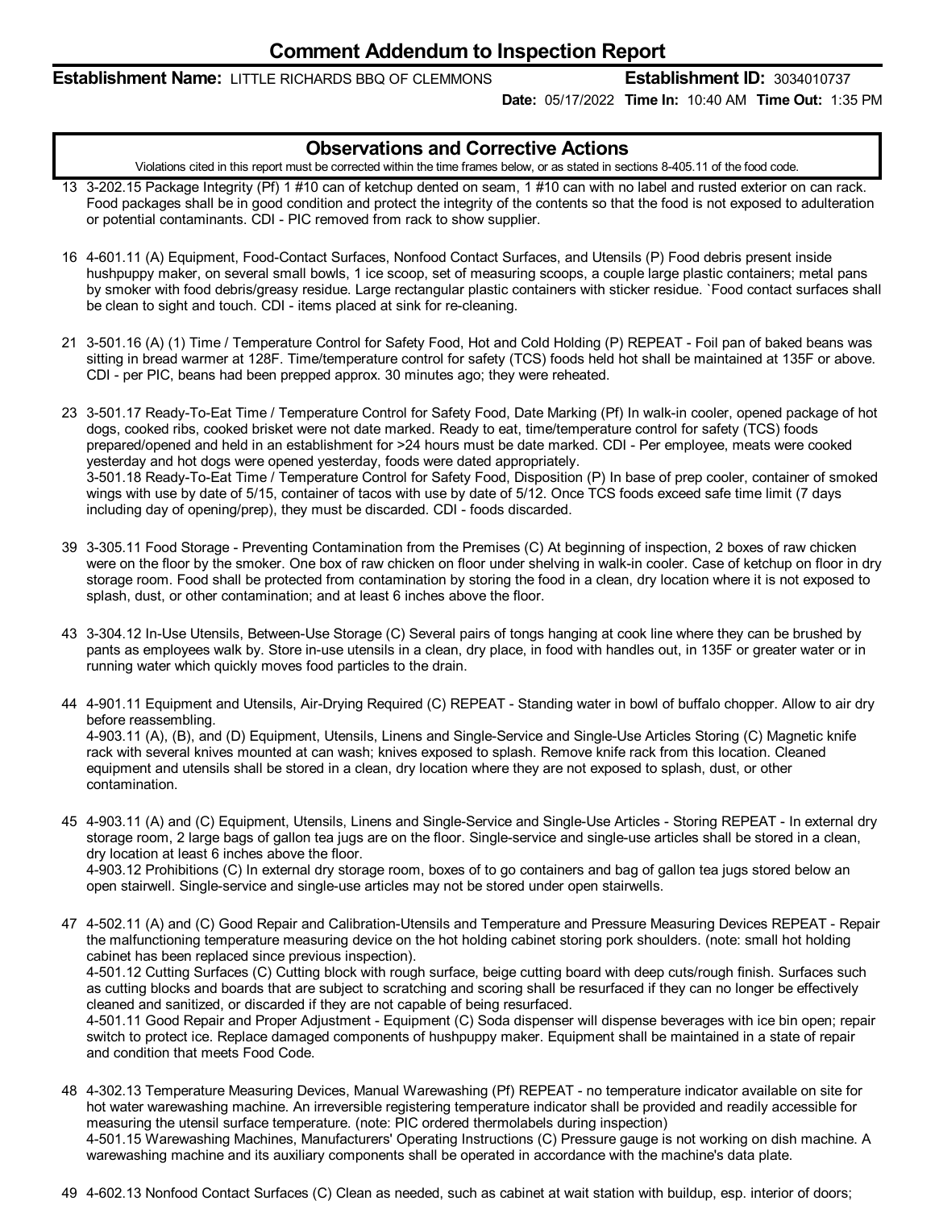# Comment Addendum to Inspection Report

**Establishment Name:** LITTLE RICHARDS BBQ OF CLEMMONS **Establishment ID:** 3034010737

**Date:** 05/17/2022 **Time In:** 10:40 AM **Time Out:** 1:35 PM

## Observations and Corrective Actions

Violations cited in this report must be corrected within the time frames below, or as stated in sections 8-405.11 of the food code.

13 3-202.15 Package Integrity (Pf) 1 #10 can of ketchup dented on seam, 1 #10 can with no label and rusted exterior on can rack. Food packages shall be in good condition and protect the integrity of the contents so that the food is not exposed to adulteration or potential contaminants. CDI - PIC removed from rack to show supplier.

16 4-601.11 (A) Equipment, Food-Contact Surfaces, Nonfood Contact Surfaces, and Utensils (P) Food debris present inside hushpuppy maker, on several small bowls, 1 ice scoop, set of measuring scoops, a couple large plastic containers; metal pans by smoker with food debris/greasy residue. Large rectangular plastic containers with sticker residue. `Food contact surfaces shall be clean to sight and touch. CDI - items placed at sink for re-cleaning.

21 3-501.16 (A) (1) Time / Temperature Control for Safety Food, Hot and Cold Holding (P) REPEAT - Foil pan of baked beans was sitting in bread warmer at 128F. Time/temperature control for safety (TCS) foods held hot shall be maintained at 135F or above. CDI - per PIC, beans had been prepped approx. 30 minutes ago; they were reheated.

23 3-501.17 Ready-To-Eat Time / Temperature Control for Safety Food, Date Marking (Pf) In walk-in cooler, opened package of hot dogs, cooked ribs, cooked brisket were not date marked. Ready to eat, time/temperature control for safety (TCS) foods prepared/opened and held in an establishment for >24 hours must be date marked. CDI - Per employee, meats were cooked yesterday and hot dogs were opened yesterday, foods were dated appropriately.
3-501.18 Ready-To-Eat Time / Temperature Control for Safety Food, Disposition (P) In base of prep cooler, container of smoked wings with use by date of 5/15, container of tacos with use by date of 5/12. Once TCS foods exceed safe time limit (7 days including day of opening/prep), they must be discarded. CDI - foods discarded.

39 3-305.11 Food Storage - Preventing Contamination from the Premises (C) At beginning of inspection, 2 boxes of raw chicken were on the floor by the smoker. One box of raw chicken on floor under shelving in walk-in cooler. Case of ketchup on floor in dry storage room. Food shall be protected from contamination by storing the food in a clean, dry location where it is not exposed to splash, dust, or other contamination; and at least 6 inches above the floor.

43 3-304.12 In-Use Utensils, Between-Use Storage (C) Several pairs of tongs hanging at cook line where they can be brushed by pants as employees walk by. Store in-use utensils in a clean, dry place, in food with handles out, in 135F or greater water or in running water which quickly moves food particles to the drain.

44 4-901.11 Equipment and Utensils, Air-Drying Required (C) REPEAT - Standing water in bowl of buffalo chopper. Allow to air dry before reassembling.
4-903.11 (A), (B), and (D) Equipment, Utensils, Linens and Single-Service and Single-Use Articles Storing (C) Magnetic knife rack with several knives mounted at can wash; knives exposed to splash. Remove knife rack from this location. Cleaned equipment and utensils shall be stored in a clean, dry location where they are not exposed to splash, dust, or other contamination.

45 4-903.11 (A) and (C) Equipment, Utensils, Linens and Single-Service and Single-Use Articles - Storing REPEAT - In external dry storage room, 2 large bags of gallon tea jugs are on the floor. Single-service and single-use articles shall be stored in a clean, dry location at least 6 inches above the floor.
4-903.12 Prohibitions (C) In external dry storage room, boxes of to go containers and bag of gallon tea jugs stored below an open stairwell. Single-service and single-use articles may not be stored under open stairwells.

47 4-502.11 (A) and (C) Good Repair and Calibration-Utensils and Temperature and Pressure Measuring Devices REPEAT - Repair the malfunctioning temperature measuring device on the hot holding cabinet storing pork shoulders. (note: small hot holding cabinet has been replaced since previous inspection).
4-501.12 Cutting Surfaces (C) Cutting block with rough surface, beige cutting board with deep cuts/rough finish. Surfaces such as cutting blocks and boards that are subject to scratching and scoring shall be resurfaced if they can no longer be effectively cleaned and sanitized, or discarded if they are not capable of being resurfaced.
4-501.11 Good Repair and Proper Adjustment - Equipment (C) Soda dispenser will dispense beverages with ice bin open; repair switch to protect ice. Replace damaged components of hushpuppy maker. Equipment shall be maintained in a state of repair and condition that meets Food Code.

48 4-302.13 Temperature Measuring Devices, Manual Warewashing (Pf) REPEAT - no temperature indicator available on site for hot water warewashing machine. An irreversible registering temperature indicator shall be provided and readily accessible for measuring the utensil surface temperature. (note: PIC ordered thermolabels during inspection)
4-501.15 Warewashing Machines, Manufacturers' Operating Instructions (C) Pressure gauge is not working on dish machine. A warewashing machine and its auxiliary components shall be operated in accordance with the machine's data plate.

49 4-602.13 Nonfood Contact Surfaces (C) Clean as needed, such as cabinet at wait station with buildup, esp. interior of doors;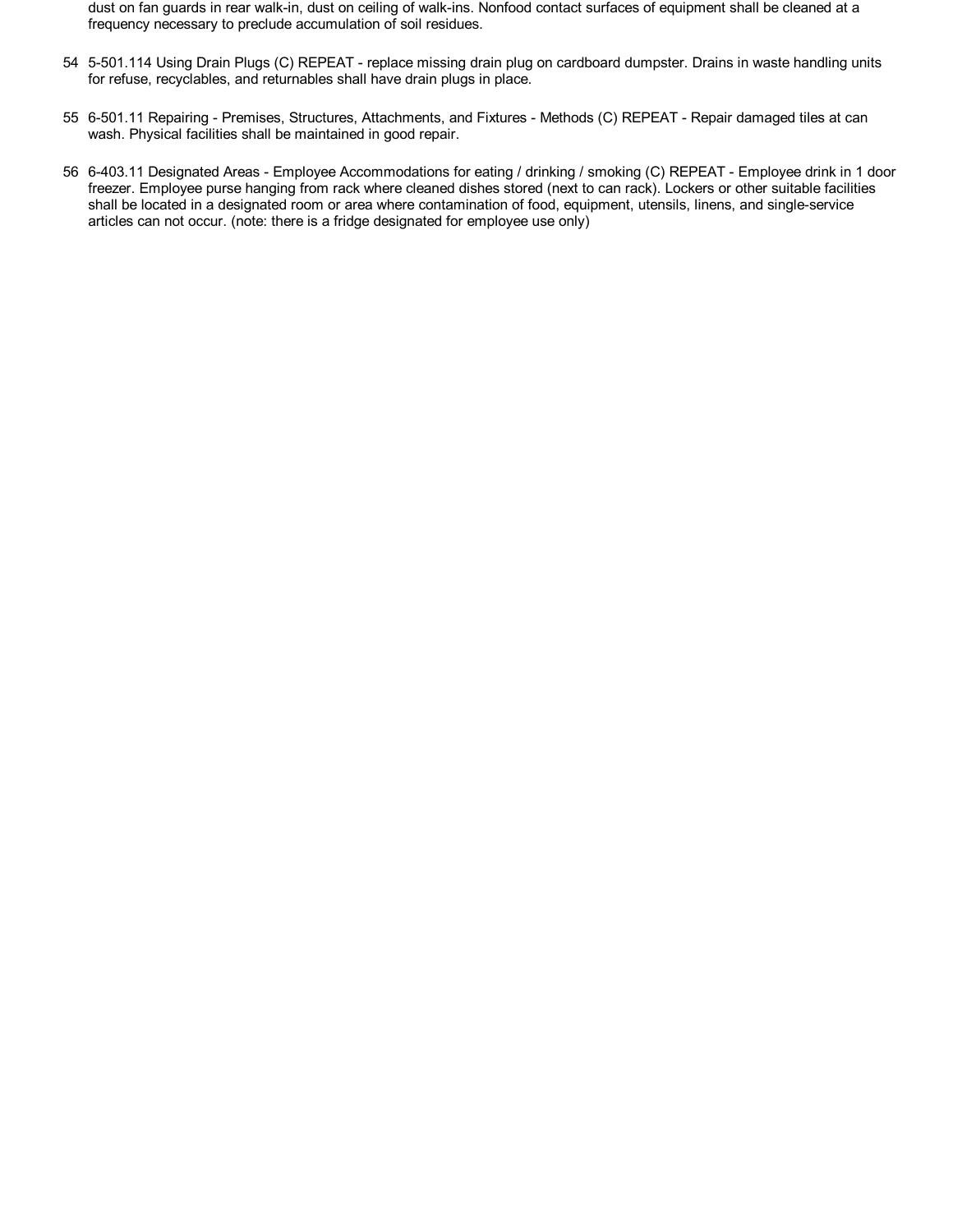dust on fan guards in rear walk-in, dust on ceiling of walk-ins. Nonfood contact surfaces of equipment shall be cleaned at a frequency necessary to preclude accumulation of soil residues.

54 5-501.114 Using Drain Plugs (C) REPEAT - replace missing drain plug on cardboard dumpster. Drains in waste handling units for refuse, recyclables, and returnables shall have drain plugs in place.

55 6-501.11 Repairing - Premises, Structures, Attachments, and Fixtures - Methods (C) REPEAT - Repair damaged tiles at can wash. Physical facilities shall be maintained in good repair.

56 6-403.11 Designated Areas - Employee Accommodations for eating / drinking / smoking (C) REPEAT - Employee drink in 1 door freezer. Employee purse hanging from rack where cleaned dishes stored (next to can rack). Lockers or other suitable facilities shall be located in a designated room or area where contamination of food, equipment, utensils, linens, and single-service articles can not occur. (note: there is a fridge designated for employee use only)